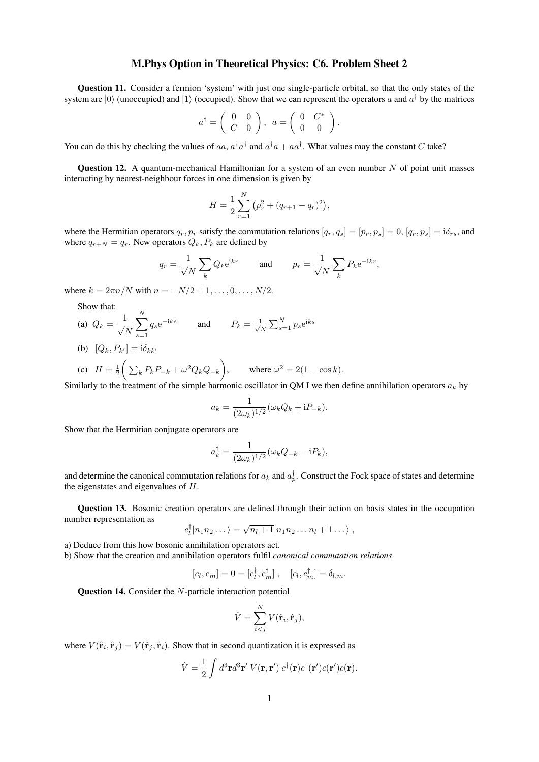# M.Phys Option in Theoretical Physics: C6. Problem Sheet 2

**Question 11.** Consider a fermion 'system' with just one single-particle orbital, so that the only states of the system are $|0\rangle$ (unoccupied) and $|1\rangle$ (occupied). Show that we can represent the operators $a$ and $a^\dagger$ by the matrices

$$a^\dagger = \begin{pmatrix} 0 & 0 \\ C & 0 \end{pmatrix}, \quad a = \begin{pmatrix} 0 & C^* \\ 0 & 0 \end{pmatrix}.$$

You can do this by checking the values of $aa$, $a^\dagger a^\dagger$ and $a^\dagger a + aa^\dagger$. What values may the constant $C$ take?

**Question 12.** A quantum-mechanical Hamiltonian for a system of an even number $N$ of point unit masses interacting by nearest-neighbour forces in one dimension is given by

$$H = \frac{1}{2}\sum_{r=1}^{N}\left(p_r^2 + (q_{r+1} - q_r)^2\right),$$

where the Hermitian operators $q_r, p_r$ satisfy the commutation relations $[q_r, q_s] = [p_r, p_s] = 0$, $[q_r, p_s] = \mathrm{i}\delta_{rs}$, and where $q_{r+N} = q_r$. New operators $Q_k, P_k$ are defined by

$$q_r = \frac{1}{\sqrt{N}}\sum_k Q_k \mathrm{e}^{\mathrm{i}kr} \qquad \text{and} \qquad p_r = \frac{1}{\sqrt{N}}\sum_k P_k \mathrm{e}^{-\mathrm{i}kr},$$

where $k = 2\pi n/N$ with $n = -N/2 + 1, \ldots, 0, \ldots, N/2$.

Show that:

(a) $Q_k = \dfrac{1}{\sqrt{N}}\displaystyle\sum_{s=1}^{N} q_s \mathrm{e}^{-\mathrm{i}ks}$ and $P_k = \frac{1}{\sqrt{N}}\sum_{s=1}^{N} p_s \mathrm{e}^{\mathrm{i}ks}$

(b) $[Q_k, P_{k'}] = \mathrm{i}\delta_{kk'}$

(c) $H = \frac{1}{2}\left(\sum_k P_k P_{-k} + \omega^2 Q_k Q_{-k}\right)$, where $\omega^2 = 2(1 - \cos k)$.

Similarly to the treatment of the simple harmonic oscillator in QM I we then define annihilation operators $a_k$ by

$$a_k = \frac{1}{(2\omega_k)^{1/2}}(\omega_k Q_k + \mathrm{i}P_{-k}).$$

Show that the Hermitian conjugate operators are

$$a_k^\dagger = \frac{1}{(2\omega_k)^{1/2}}(\omega_k Q_{-k} - \mathrm{i}P_k),$$

and determine the canonical commutation relations for $a_k$ and $a_p^\dagger$. Construct the Fock space of states and determine the eigenstates and eigenvalues of $H$.

**Question 13.** Bosonic creation operators are defined through their action on basis states in the occupation number representation as

$$c_l^\dagger |n_1 n_2 \ldots\rangle = \sqrt{n_l + 1}|n_1 n_2 \ldots n_l + 1 \ldots\rangle\,,$$

a) Deduce from this how bosonic annihilation operators act.

b) Show that the creation and annihilation operators fulfil *canonical commutation relations*

$$[c_l, c_m] = 0 = [c_l^\dagger, c_m^\dagger]\,, \quad [c_l, c_m^\dagger] = \delta_{l,m}.$$

**Question 14.** Consider the $N$-particle interaction potential

$$\hat{V} = \sum_{i<j}^{N} V(\hat{\mathbf{r}}_i, \hat{\mathbf{r}}_j),$$

where $V(\hat{\mathbf{r}}_i, \hat{\mathbf{r}}_j) = V(\hat{\mathbf{r}}_j, \hat{\mathbf{r}}_i)$. Show that in second quantization it is expressed as

$$\hat{V} = \frac{1}{2}\int d^3\mathbf{r} d^3\mathbf{r}'\, V(\mathbf{r}, \mathbf{r}')\, c^\dagger(\mathbf{r})c^\dagger(\mathbf{r}')c(\mathbf{r}')c(\mathbf{r}).$$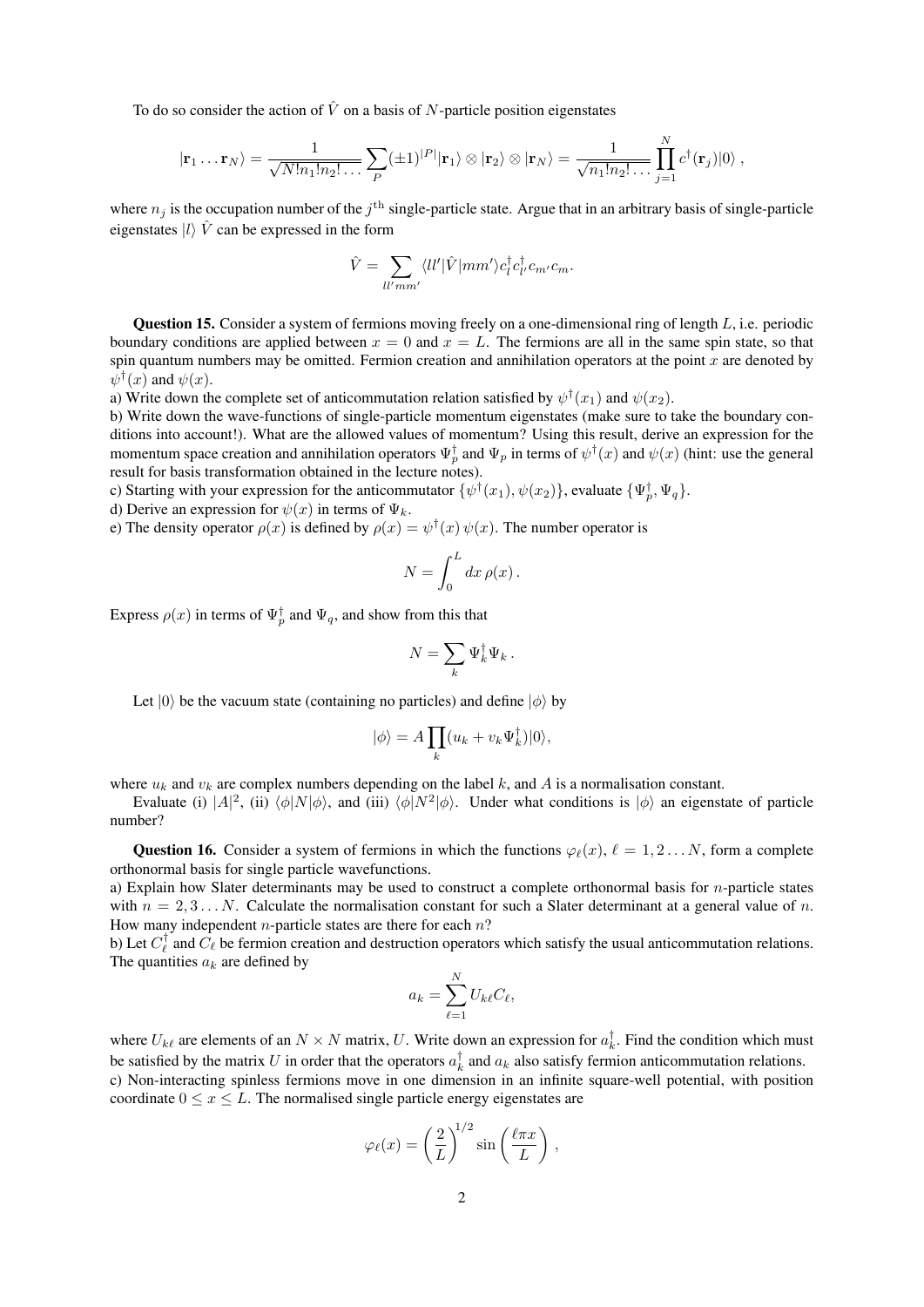To do so consider the action of $\hat{V}$ on a basis of $N$-particle position eigenstates

$$|\mathbf{r}_1 \ldots \mathbf{r}_N\rangle = \frac{1}{\sqrt{N!n_1!n_2!\ldots}} \sum_P (\pm 1)^{|P|} |\mathbf{r}_1\rangle \otimes |\mathbf{r}_2\rangle \otimes |\mathbf{r}_N\rangle = \frac{1}{\sqrt{n_1!n_2!\ldots}} \prod_{j=1}^{N} c^\dagger(\mathbf{r}_j)|0\rangle \;,$$

where $n_j$ is the occupation number of the $j^{\text{th}}$ single-particle state. Argue that in an arbitrary basis of single-particle eigenstates $|l\rangle$ $\hat{V}$ can be expressed in the form

$$\hat{V} = \sum_{ll'mm'} \langle ll'|\hat{V}|mm'\rangle c_l^\dagger c_{l'}^\dagger c_{m'} c_m.$$

**Question 15.** Consider a system of fermions moving freely on a one-dimensional ring of length $L$, i.e. periodic boundary conditions are applied between $x = 0$ and $x = L$. The fermions are all in the same spin state, so that spin quantum numbers may be omitted. Fermion creation and annihilation operators at the point $x$ are denoted by $\psi^\dagger(x)$ and $\psi(x)$.

a) Write down the complete set of anticommutation relation satisfied by $\psi^\dagger(x_1)$ and $\psi(x_2)$.

b) Write down the wave-functions of single-particle momentum eigenstates (make sure to take the boundary conditions into account!). What are the allowed values of momentum? Using this result, derive an expression for the momentum space creation and annihilation operators $\Psi_p^\dagger$ and $\Psi_p$ in terms of $\psi^\dagger(x)$ and $\psi(x)$ (hint: use the general result for basis transformation obtained in the lecture notes).

c) Starting with your expression for the anticommutator $\{\psi^\dagger(x_1), \psi(x_2)\}$, evaluate $\{\Psi_p^\dagger, \Psi_q\}$.

d) Derive an expression for $\psi(x)$ in terms of $\Psi_k$.

e) The density operator $\rho(x)$ is defined by $\rho(x) = \psi^\dagger(x)\,\psi(x)$. The number operator is

$$N = \int_0^L dx\, \rho(x)\,.$$

Express $\rho(x)$ in terms of $\Psi_p^\dagger$ and $\Psi_q$, and show from this that

$$N = \sum_k \Psi_k^\dagger \Psi_k\,.$$

Let $|0\rangle$ be the vacuum state (containing no particles) and define $|\phi\rangle$ by

$$|\phi\rangle = A \prod_k (u_k + v_k \Psi_k^\dagger)|0\rangle,$$

where $u_k$ and $v_k$ are complex numbers depending on the label $k$, and $A$ is a normalisation constant.

Evaluate (i) $|A|^2$, (ii) $\langle\phi|N|\phi\rangle$, and (iii) $\langle\phi|N^2|\phi\rangle$. Under what conditions is $|\phi\rangle$ an eigenstate of particle number?

**Question 16.** Consider a system of fermions in which the functions $\varphi_\ell(x)$, $\ell = 1, 2 \ldots N$, form a complete orthonormal basis for single particle wavefunctions.

a) Explain how Slater determinants may be used to construct a complete orthonormal basis for $n$-particle states with $n = 2, 3 \ldots N$. Calculate the normalisation constant for such a Slater determinant at a general value of $n$. How many independent $n$-particle states are there for each $n$?

b) Let $C_\ell^\dagger$ and $C_\ell$ be fermion creation and destruction operators which satisfy the usual anticommutation relations. The quantities $a_k$ are defined by

$$a_k = \sum_{\ell=1}^{N} U_{k\ell} C_\ell,$$

where $U_{k\ell}$ are elements of an $N \times N$ matrix, $U$. Write down an expression for $a_k^\dagger$. Find the condition which must be satisfied by the matrix $U$ in order that the operators $a_k^\dagger$ and $a_k$ also satisfy fermion anticommutation relations.

c) Non-interacting spinless fermions move in one dimension in an infinite square-well potential, with position coordinate $0 \le x \le L$. The normalised single particle energy eigenstates are

$$\varphi_\ell(x) = \left(\frac{2}{L}\right)^{1/2} \sin\left(\frac{\ell\pi x}{L}\right)\,,$$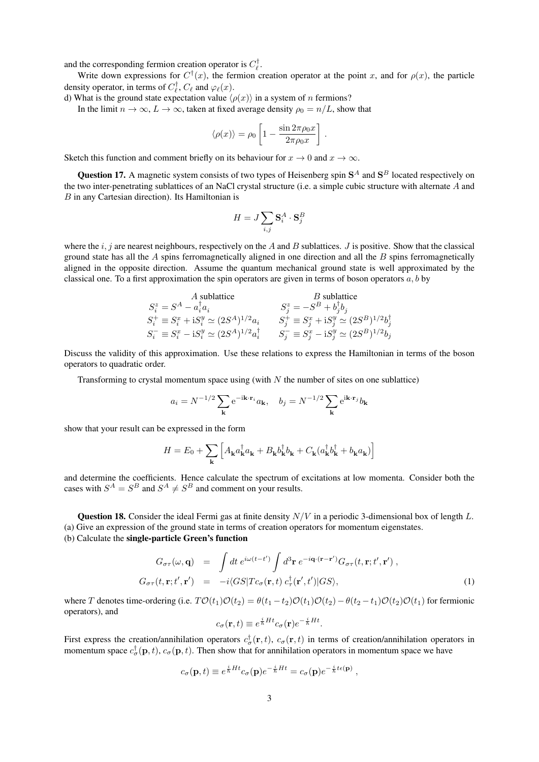and the corresponding fermion creation operator is $C_\ell^\dagger$.

Write down expressions for $C^\dagger(x)$, the fermion creation operator at the point $x$, and for $\rho(x)$, the particle density operator, in terms of $C_\ell^\dagger$, $C_\ell$ and $\varphi_\ell(x)$.

d) What is the ground state expectation value $\langle\rho(x)\rangle$ in a system of $n$ fermions?

In the limit $n \to \infty$, $L \to \infty$, taken at fixed average density $\rho_0 = n/L$, show that

$$\langle\rho(x)\rangle = \rho_0 \left[1 - \frac{\sin 2\pi\rho_0 x}{2\pi\rho_0 x}\right] .$$

Sketch this function and comment briefly on its behaviour for $x \to 0$ and $x \to \infty$.

**Question 17.** A magnetic system consists of two types of Heisenberg spin $\mathbf{S}^A$ and $\mathbf{S}^B$ located respectively on the two inter-penetrating sublattices of an NaCl crystal structure (i.e. a simple cubic structure with alternate $A$ and $B$ in any Cartesian direction). Its Hamiltonian is

$$H = J \sum_{i,j} \mathbf{S}_i^A \cdot \mathbf{S}_j^B$$

where the $i, j$ are nearest neighbours, respectively on the $A$ and $B$ sublattices. $J$ is positive. Show that the classical ground state has all the $A$ spins ferromagnetically aligned in one direction and all the $B$ spins ferromagnetically aligned in the opposite direction. Assume the quantum mechanical ground state is well approximated by the classical one. To a first approximation the spin operators are given in terms of boson operators $a, b$ by

| $A$ sublattice | $B$ sublattice |
|---|---|
| $S_i^z = S^A - a_i^\dagger a_i$ | $S_j^z = -S^B + b_j^\dagger b_j$ |
| $S_i^+ \equiv S_i^x + \mathrm{i}S_i^y \simeq (2S^A)^{1/2} a_i$ | $S_j^+ \equiv S_j^x + \mathrm{i}S_j^y \simeq (2S^B)^{1/2} b_j^\dagger$ |
| $S_i^- \equiv S_i^x - \mathrm{i}S_i^y \simeq (2S^A)^{1/2} a_i^\dagger$ | $S_j^- \equiv S_j^x - \mathrm{i}S_j^y \simeq (2S^B)^{1/2} b_j$ |

Discuss the validity of this approximation. Use these relations to express the Hamiltonian in terms of the boson operators to quadratic order.

Transforming to crystal momentum space using (with $N$ the number of sites on one sublattice)

$$a_i = N^{-1/2} \sum_{\mathbf{k}} \mathrm{e}^{-\mathrm{i}\mathbf{k}\cdot\mathbf{r}_i} a_{\mathbf{k}}, \quad b_j = N^{-1/2} \sum_{\mathbf{k}} \mathrm{e}^{\mathrm{i}\mathbf{k}\cdot\mathbf{r}_j} b_{\mathbf{k}}$$

show that your result can be expressed in the form

$$H = E_0 + \sum_{\mathbf{k}} \left[ A_{\mathbf{k}} a_{\mathbf{k}}^\dagger a_{\mathbf{k}} + B_{\mathbf{k}} b_{\mathbf{k}}^\dagger b_{\mathbf{k}} + C_{\mathbf{k}} (a_{\mathbf{k}}^\dagger b_{\mathbf{k}}^\dagger + b_{\mathbf{k}} a_{\mathbf{k}}) \right]$$

and determine the coefficients. Hence calculate the spectrum of excitations at low momenta. Consider both the cases with $S^A = S^B$ and $S^A \neq S^B$ and comment on your results.

**Question 18.** Consider the ideal Fermi gas at finite density $N/V$ in a periodic 3-dimensional box of length $L$.

(a) Give an expression of the ground state in terms of creation operators for momentum eigenstates.

(b) Calculate the **single-particle Green's function**

$$\begin{aligned}
G_{\sigma\tau}(\omega, \mathbf{q}) &= \int dt\, e^{i\omega(t-t')} \int d^3\mathbf{r}\, e^{-i\mathbf{q}\cdot(\mathbf{r}-\mathbf{r}')} G_{\sigma\tau}(t, \mathbf{r}; t', \mathbf{r}') , \\
G_{\sigma\tau}(t, \mathbf{r}; t', \mathbf{r}') &= -i\langle GS|T c_\sigma(\mathbf{r}, t)\, c_\tau^\dagger(\mathbf{r}', t')|GS\rangle, \qquad (1)
\end{aligned}$$

where $T$ denotes time-ordering (i.e. $T\mathcal{O}(t_1)\mathcal{O}(t_2) = \theta(t_1 - t_2)\mathcal{O}(t_1)\mathcal{O}(t_2) - \theta(t_2 - t_1)\mathcal{O}(t_2)\mathcal{O}(t_1)$ for fermionic operators), and

$$c_\sigma(\mathbf{r}, t) \equiv e^{\frac{i}{\hbar}Ht} c_\sigma(\mathbf{r}) e^{-\frac{i}{\hbar}Ht}.$$

First express the creation/annihilation operators $c_\sigma^\dagger(\mathbf{r}, t)$, $c_\sigma(\mathbf{r}, t)$ in terms of creation/annihilation operators in momentum space $c_\sigma^\dagger(\mathbf{p}, t)$, $c_\sigma(\mathbf{p}, t)$. Then show that for annihilation operators in momentum space we have

$$c_\sigma(\mathbf{p}, t) \equiv e^{\frac{i}{\hbar}Ht} c_\sigma(\mathbf{p}) e^{-\frac{i}{\hbar}Ht} = c_\sigma(\mathbf{p}) e^{-\frac{i}{\hbar}t\epsilon(\mathbf{p})} ,$$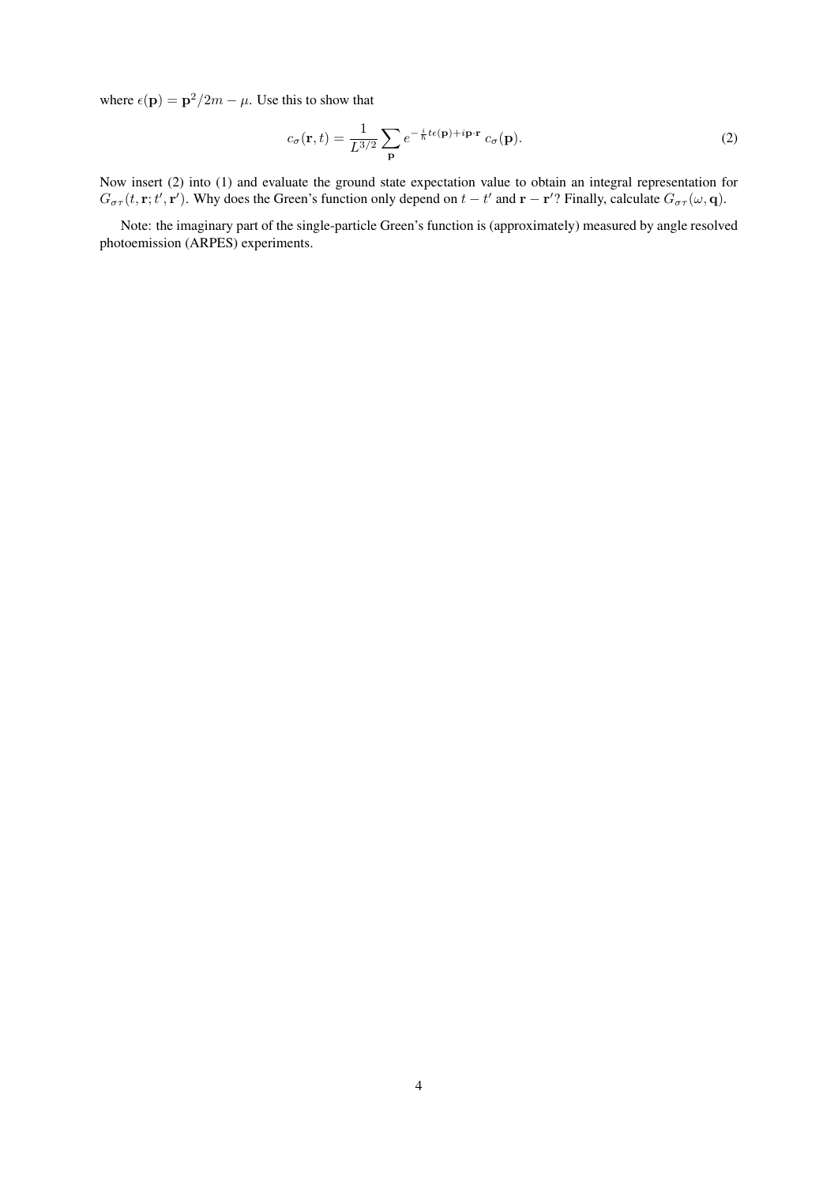where $\epsilon(\mathbf{p}) = \mathbf{p}^2/2m - \mu$. Use this to show that

$$c_\sigma(\mathbf{r}, t) = \frac{1}{L^{3/2}} \sum_{\mathbf{p}} e^{-\frac{i}{\hbar} t\epsilon(\mathbf{p}) + i\mathbf{p}\cdot\mathbf{r}} \, c_\sigma(\mathbf{p}). \tag{2}$$

Now insert (2) into (1) and evaluate the ground state expectation value to obtain an integral representation for $G_{\sigma\tau}(t, \mathbf{r}; t', \mathbf{r}')$. Why does the Green's function only depend on $t - t'$ and $\mathbf{r} - \mathbf{r}'$? Finally, calculate $G_{\sigma\tau}(\omega, \mathbf{q})$.

Note: the imaginary part of the single-particle Green's function is (approximately) measured by angle resolved photoemission (ARPES) experiments.